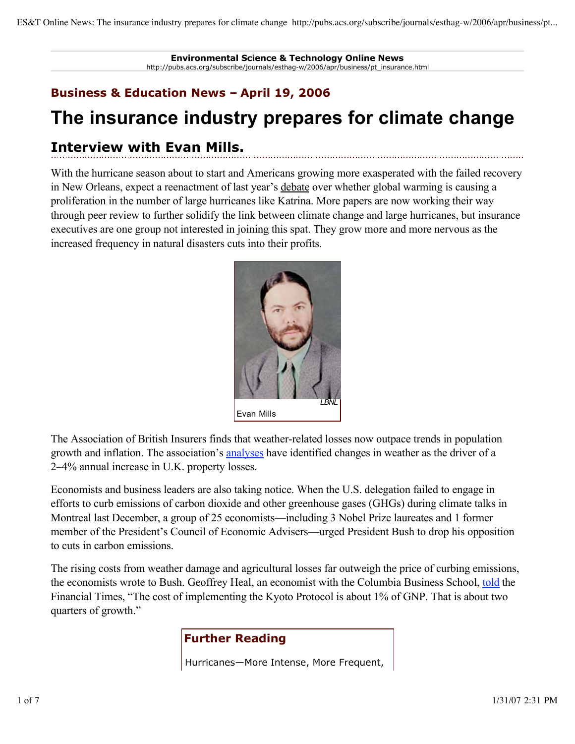**Environmental Science & Technology Online News**
http://pubs.acs.org/subscribe/journals/esthag-w/2006/apr/business/pt_insurance.html

### Business & Education News – April 19, 2006

# The insurance industry prepares for climate change

## Interview with Evan Mills.

With the hurricane season about to start and Americans growing more exasperated with the failed recovery in New Orleans, expect a reenactment of last year's debate over whether global warming is causing a proliferation in the number of large hurricanes like Katrina. More papers are now working their way through peer review to further solidify the link between climate change and large hurricanes, but insurance executives are one group not interested in joining this spat. They grow more and more nervous as the increased frequency in natural disasters cuts into their profits.

LBNL
Evan Mills

The Association of British Insurers finds that weather-related losses now outpace trends in population growth and inflation. The association's analyses have identified changes in weather as the driver of a 2–4% annual increase in U.K. property losses.

Economists and business leaders are also taking notice. When the U.S. delegation failed to engage in efforts to curb emissions of carbon dioxide and other greenhouse gases (GHGs) during climate talks in Montreal last December, a group of 25 economists—including 3 Nobel Prize laureates and 1 former member of the President's Council of Economic Advisers—urged President Bush to drop his opposition to cuts in carbon emissions.

The rising costs from weather damage and agricultural losses far outweigh the price of curbing emissions, the economists wrote to Bush. Geoffrey Heal, an economist with the Columbia Business School, told the Financial Times, "The cost of implementing the Kyoto Protocol is about 1% of GNP. That is about two quarters of growth."

### Further Reading

Hurricanes—More Intense, More Frequent,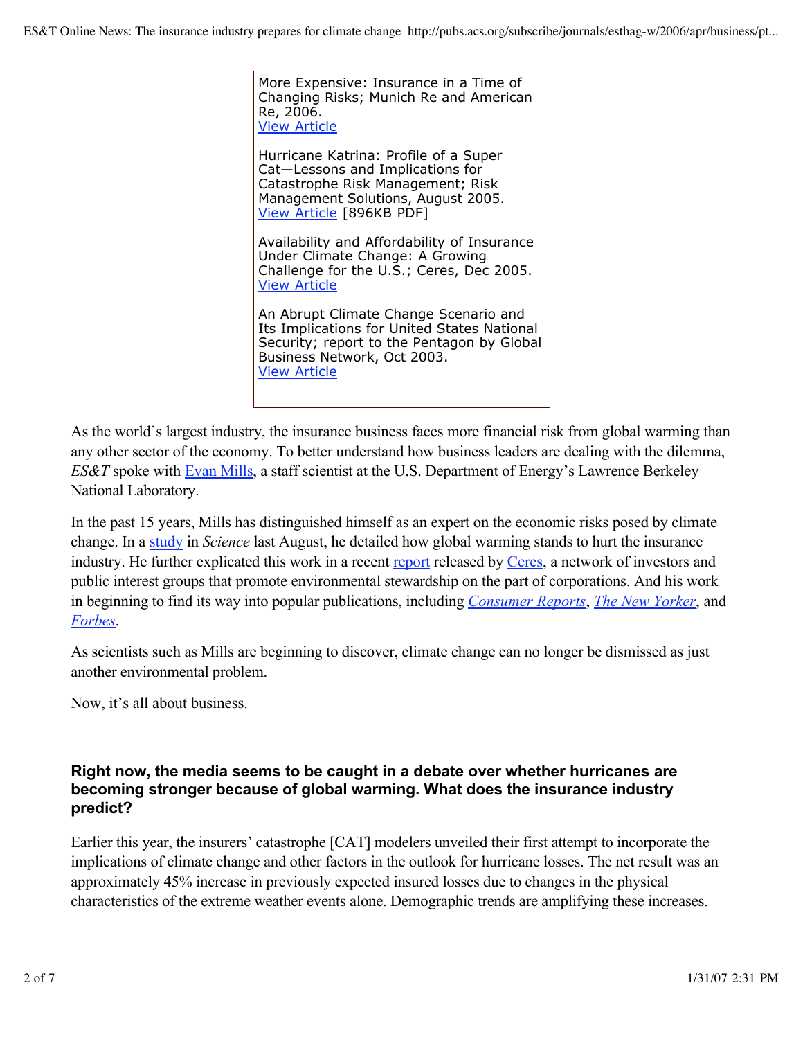More Expensive: Insurance in a Time of Changing Risks; Munich Re and American Re, 2006.
View Article

Hurricane Katrina: Profile of a Super Cat—Lessons and Implications for Catastrophe Risk Management; Risk Management Solutions, August 2005.
View Article [896KB PDF]

Availability and Affordability of Insurance Under Climate Change: A Growing Challenge for the U.S.; Ceres, Dec 2005.
View Article

An Abrupt Climate Change Scenario and Its Implications for United States National Security; report to the Pentagon by Global Business Network, Oct 2003.
View Article

As the world's largest industry, the insurance business faces more financial risk from global warming than any other sector of the economy. To better understand how business leaders are dealing with the dilemma, *ES&T* spoke with Evan Mills, a staff scientist at the U.S. Department of Energy's Lawrence Berkeley National Laboratory.

In the past 15 years, Mills has distinguished himself as an expert on the economic risks posed by climate change. In a study in *Science* last August, he detailed how global warming stands to hurt the insurance industry. He further explicated this work in a recent report released by Ceres, a network of investors and public interest groups that promote environmental stewardship on the part of corporations. And his work in beginning to find its way into popular publications, including *Consumer Reports*, *The New Yorker*, and *Forbes*.

As scientists such as Mills are beginning to discover, climate change can no longer be dismissed as just another environmental problem.

Now, it's all about business.

**Right now, the media seems to be caught in a debate over whether hurricanes are becoming stronger because of global warming. What does the insurance industry predict?**

Earlier this year, the insurers' catastrophe [CAT] modelers unveiled their first attempt to incorporate the implications of climate change and other factors in the outlook for hurricane losses. The net result was an approximately 45% increase in previously expected insured losses due to changes in the physical characteristics of the extreme weather events alone. Demographic trends are amplifying these increases.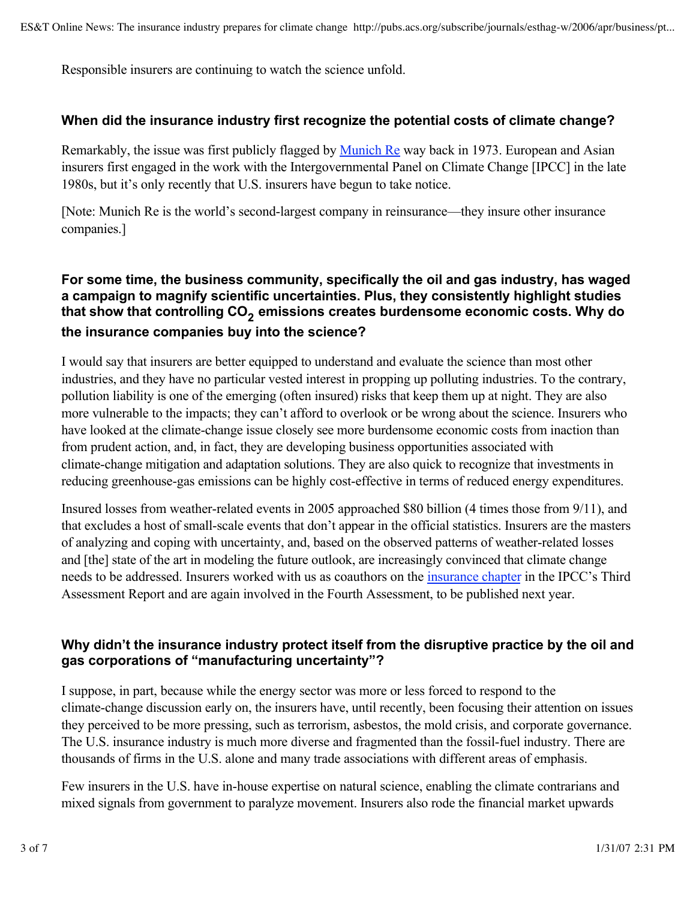Responsible insurers are continuing to watch the science unfold.

### When did the insurance industry first recognize the potential costs of climate change?

Remarkably, the issue was first publicly flagged by Munich Re way back in 1973. European and Asian insurers first engaged in the work with the Intergovernmental Panel on Climate Change [IPCC] in the late 1980s, but it's only recently that U.S. insurers have begun to take notice.

[Note: Munich Re is the world's second-largest company in reinsurance—they insure other insurance companies.]

### For some time, the business community, specifically the oil and gas industry, has waged a campaign to magnify scientific uncertainties. Plus, they consistently highlight studies that show that controlling $CO_2$ emissions creates burdensome economic costs. Why do the insurance companies buy into the science?

I would say that insurers are better equipped to understand and evaluate the science than most other industries, and they have no particular vested interest in propping up polluting industries. To the contrary, pollution liability is one of the emerging (often insured) risks that keep them up at night. They are also more vulnerable to the impacts; they can't afford to overlook or be wrong about the science. Insurers who have looked at the climate-change issue closely see more burdensome economic costs from inaction than from prudent action, and, in fact, they are developing business opportunities associated with climate-change mitigation and adaptation solutions. They are also quick to recognize that investments in reducing greenhouse-gas emissions can be highly cost-effective in terms of reduced energy expenditures.

Insured losses from weather-related events in 2005 approached $80 billion (4 times those from 9/11), and that excludes a host of small-scale events that don't appear in the official statistics. Insurers are the masters of analyzing and coping with uncertainty, and, based on the observed patterns of weather-related losses and [the] state of the art in modeling the future outlook, are increasingly convinced that climate change needs to be addressed. Insurers worked with us as coauthors on the insurance chapter in the IPCC's Third Assessment Report and are again involved in the Fourth Assessment, to be published next year.

### Why didn't the insurance industry protect itself from the disruptive practice by the oil and gas corporations of "manufacturing uncertainty"?

I suppose, in part, because while the energy sector was more or less forced to respond to the climate-change discussion early on, the insurers have, until recently, been focusing their attention on issues they perceived to be more pressing, such as terrorism, asbestos, the mold crisis, and corporate governance. The U.S. insurance industry is much more diverse and fragmented than the fossil-fuel industry. There are thousands of firms in the U.S. alone and many trade associations with different areas of emphasis.

Few insurers in the U.S. have in-house expertise on natural science, enabling the climate contrarians and mixed signals from government to paralyze movement. Insurers also rode the financial market upwards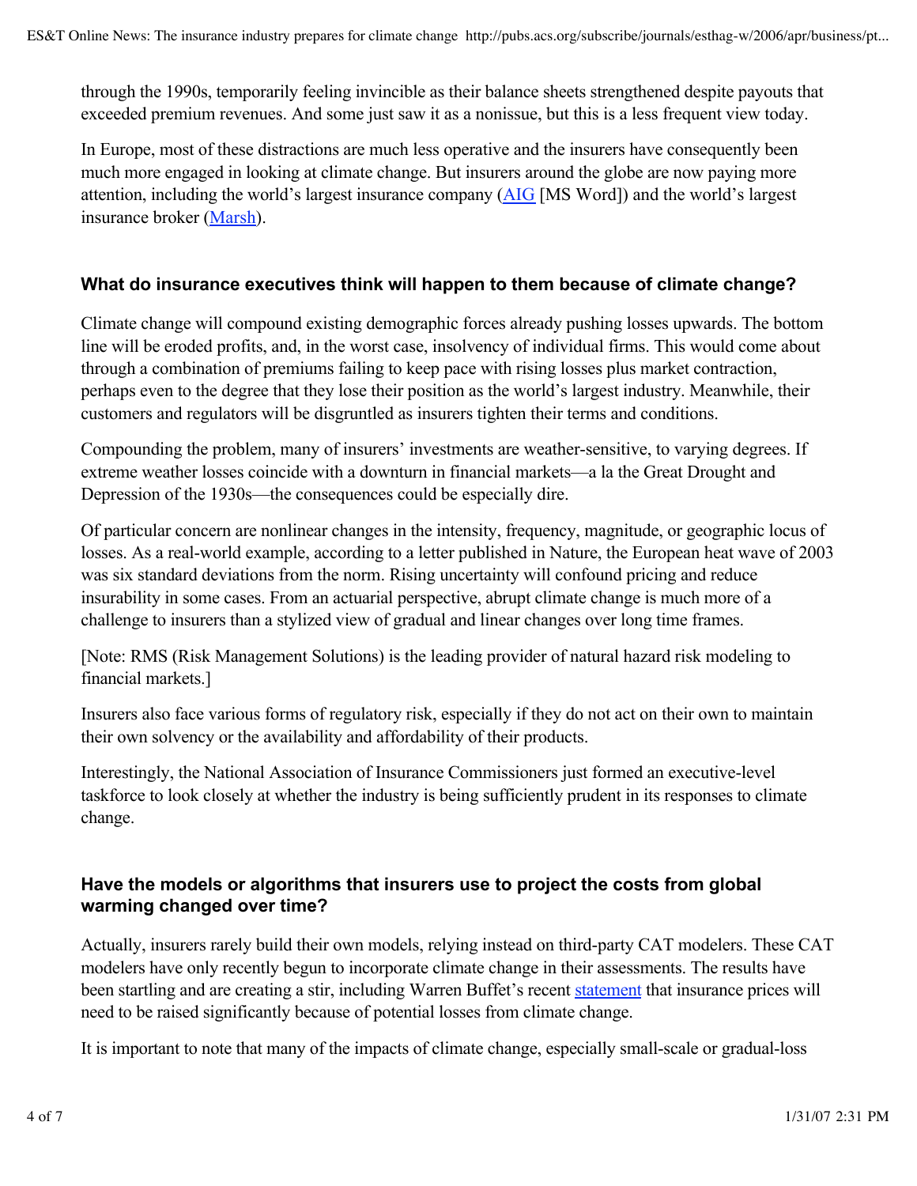through the 1990s, temporarily feeling invincible as their balance sheets strengthened despite payouts that exceeded premium revenues. And some just saw it as a nonissue, but this is a less frequent view today.

In Europe, most of these distractions are much less operative and the insurers have consequently been much more engaged in looking at climate change. But insurers around the globe are now paying more attention, including the world's largest insurance company (AIG [MS Word]) and the world's largest insurance broker (Marsh).

### What do insurance executives think will happen to them because of climate change?

Climate change will compound existing demographic forces already pushing losses upwards. The bottom line will be eroded profits, and, in the worst case, insolvency of individual firms. This would come about through a combination of premiums failing to keep pace with rising losses plus market contraction, perhaps even to the degree that they lose their position as the world's largest industry. Meanwhile, their customers and regulators will be disgruntled as insurers tighten their terms and conditions.

Compounding the problem, many of insurers' investments are weather-sensitive, to varying degrees. If extreme weather losses coincide with a downturn in financial markets—a la the Great Drought and Depression of the 1930s—the consequences could be especially dire.

Of particular concern are nonlinear changes in the intensity, frequency, magnitude, or geographic locus of losses. As a real-world example, according to a letter published in Nature, the European heat wave of 2003 was six standard deviations from the norm. Rising uncertainty will confound pricing and reduce insurability in some cases. From an actuarial perspective, abrupt climate change is much more of a challenge to insurers than a stylized view of gradual and linear changes over long time frames.

[Note: RMS (Risk Management Solutions) is the leading provider of natural hazard risk modeling to financial markets.]

Insurers also face various forms of regulatory risk, especially if they do not act on their own to maintain their own solvency or the availability and affordability of their products.

Interestingly, the National Association of Insurance Commissioners just formed an executive-level taskforce to look closely at whether the industry is being sufficiently prudent in its responses to climate change.

### Have the models or algorithms that insurers use to project the costs from global warming changed over time?

Actually, insurers rarely build their own models, relying instead on third-party CAT modelers. These CAT modelers have only recently begun to incorporate climate change in their assessments. The results have been startling and are creating a stir, including Warren Buffet's recent statement that insurance prices will need to be raised significantly because of potential losses from climate change.

It is important to note that many of the impacts of climate change, especially small-scale or gradual-loss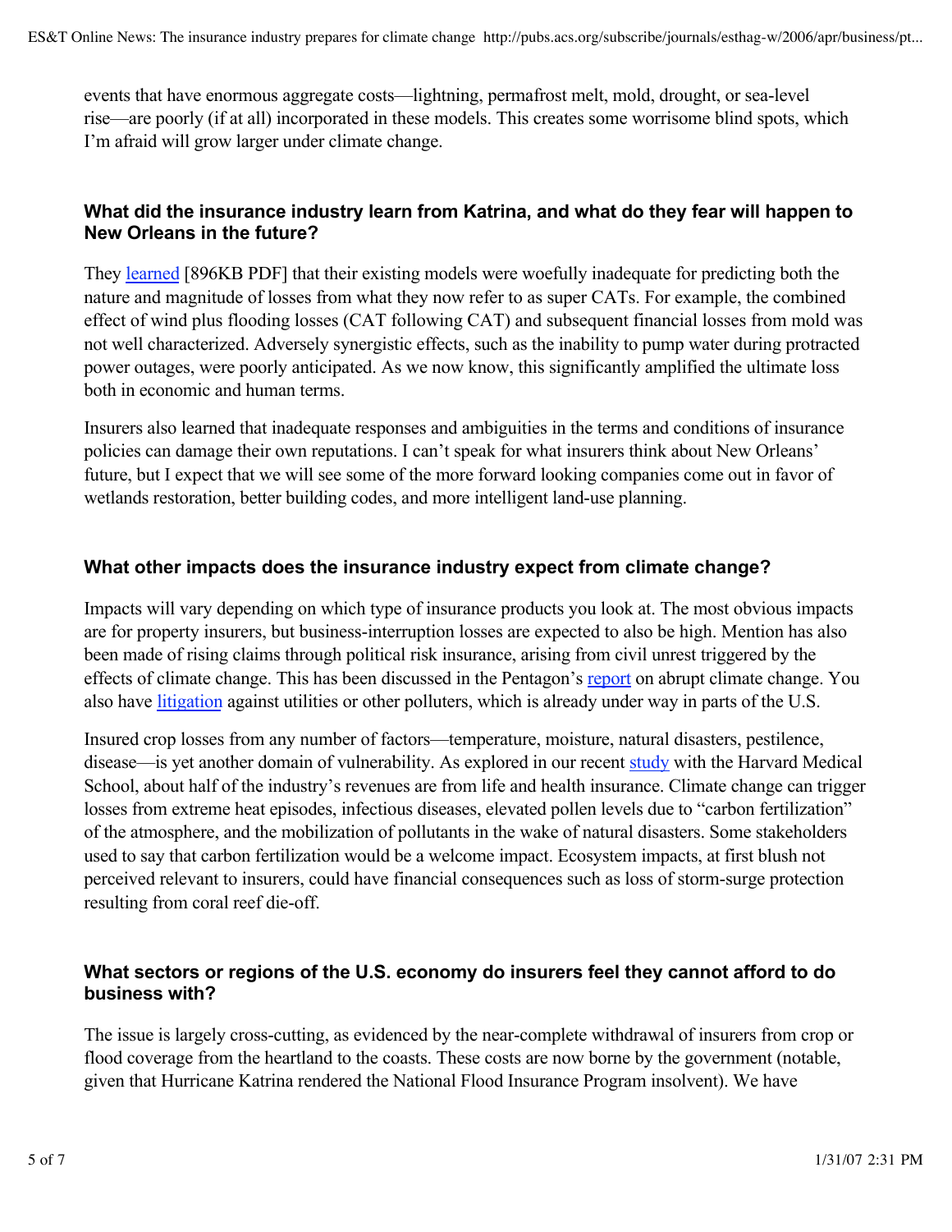events that have enormous aggregate costs—lightning, permafrost melt, mold, drought, or sea-level rise—are poorly (if at all) incorporated in these models. This creates some worrisome blind spots, which I'm afraid will grow larger under climate change.

### What did the insurance industry learn from Katrina, and what do they fear will happen to New Orleans in the future?

They learned [896KB PDF] that their existing models were woefully inadequate for predicting both the nature and magnitude of losses from what they now refer to as super CATs. For example, the combined effect of wind plus flooding losses (CAT following CAT) and subsequent financial losses from mold was not well characterized. Adversely synergistic effects, such as the inability to pump water during protracted power outages, were poorly anticipated. As we now know, this significantly amplified the ultimate loss both in economic and human terms.

Insurers also learned that inadequate responses and ambiguities in the terms and conditions of insurance policies can damage their own reputations. I can't speak for what insurers think about New Orleans' future, but I expect that we will see some of the more forward looking companies come out in favor of wetlands restoration, better building codes, and more intelligent land-use planning.

### What other impacts does the insurance industry expect from climate change?

Impacts will vary depending on which type of insurance products you look at. The most obvious impacts are for property insurers, but business-interruption losses are expected to also be high. Mention has also been made of rising claims through political risk insurance, arising from civil unrest triggered by the effects of climate change. This has been discussed in the Pentagon's report on abrupt climate change. You also have litigation against utilities or other polluters, which is already under way in parts of the U.S.

Insured crop losses from any number of factors—temperature, moisture, natural disasters, pestilence, disease—is yet another domain of vulnerability. As explored in our recent study with the Harvard Medical School, about half of the industry's revenues are from life and health insurance. Climate change can trigger losses from extreme heat episodes, infectious diseases, elevated pollen levels due to "carbon fertilization" of the atmosphere, and the mobilization of pollutants in the wake of natural disasters. Some stakeholders used to say that carbon fertilization would be a welcome impact. Ecosystem impacts, at first blush not perceived relevant to insurers, could have financial consequences such as loss of storm-surge protection resulting from coral reef die-off.

### What sectors or regions of the U.S. economy do insurers feel they cannot afford to do business with?

The issue is largely cross-cutting, as evidenced by the near-complete withdrawal of insurers from crop or flood coverage from the heartland to the coasts. These costs are now borne by the government (notable, given that Hurricane Katrina rendered the National Flood Insurance Program insolvent). We have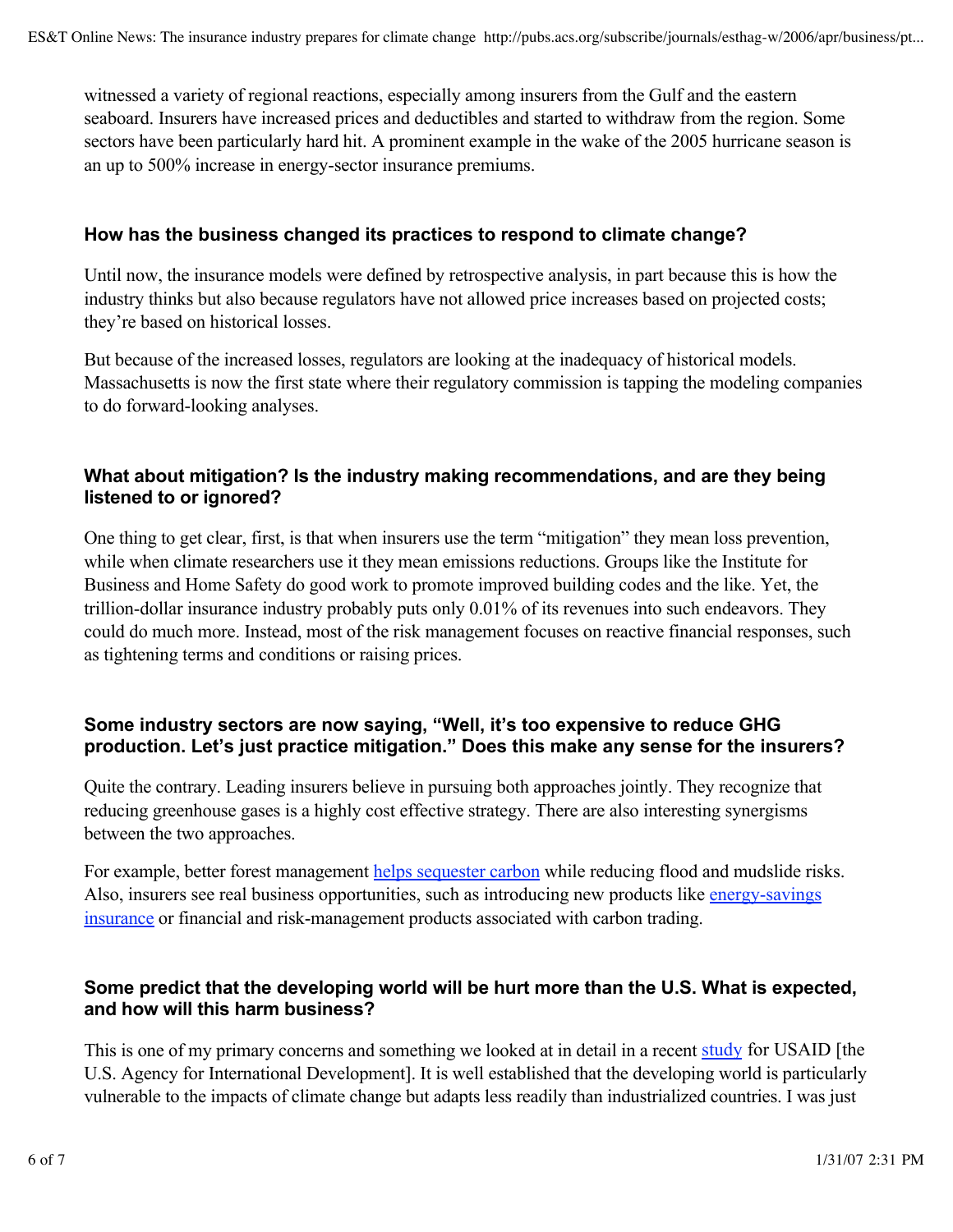witnessed a variety of regional reactions, especially among insurers from the Gulf and the eastern seaboard. Insurers have increased prices and deductibles and started to withdraw from the region. Some sectors have been particularly hard hit. A prominent example in the wake of the 2005 hurricane season is an up to 500% increase in energy-sector insurance premiums.

### How has the business changed its practices to respond to climate change?

Until now, the insurance models were defined by retrospective analysis, in part because this is how the industry thinks but also because regulators have not allowed price increases based on projected costs; they're based on historical losses.

But because of the increased losses, regulators are looking at the inadequacy of historical models. Massachusetts is now the first state where their regulatory commission is tapping the modeling companies to do forward-looking analyses.

### What about mitigation? Is the industry making recommendations, and are they being listened to or ignored?

One thing to get clear, first, is that when insurers use the term "mitigation" they mean loss prevention, while when climate researchers use it they mean emissions reductions. Groups like the Institute for Business and Home Safety do good work to promote improved building codes and the like. Yet, the trillion-dollar insurance industry probably puts only 0.01% of its revenues into such endeavors. They could do much more. Instead, most of the risk management focuses on reactive financial responses, such as tightening terms and conditions or raising prices.

### Some industry sectors are now saying, "Well, it's too expensive to reduce GHG production. Let's just practice mitigation." Does this make any sense for the insurers?

Quite the contrary. Leading insurers believe in pursuing both approaches jointly. They recognize that reducing greenhouse gases is a highly cost effective strategy. There are also interesting synergisms between the two approaches.

For example, better forest management helps sequester carbon while reducing flood and mudslide risks. Also, insurers see real business opportunities, such as introducing new products like energy-savings insurance or financial and risk-management products associated with carbon trading.

### Some predict that the developing world will be hurt more than the U.S. What is expected, and how will this harm business?

This is one of my primary concerns and something we looked at in detail in a recent study for USAID [the U.S. Agency for International Development]. It is well established that the developing world is particularly vulnerable to the impacts of climate change but adapts less readily than industrialized countries. I was just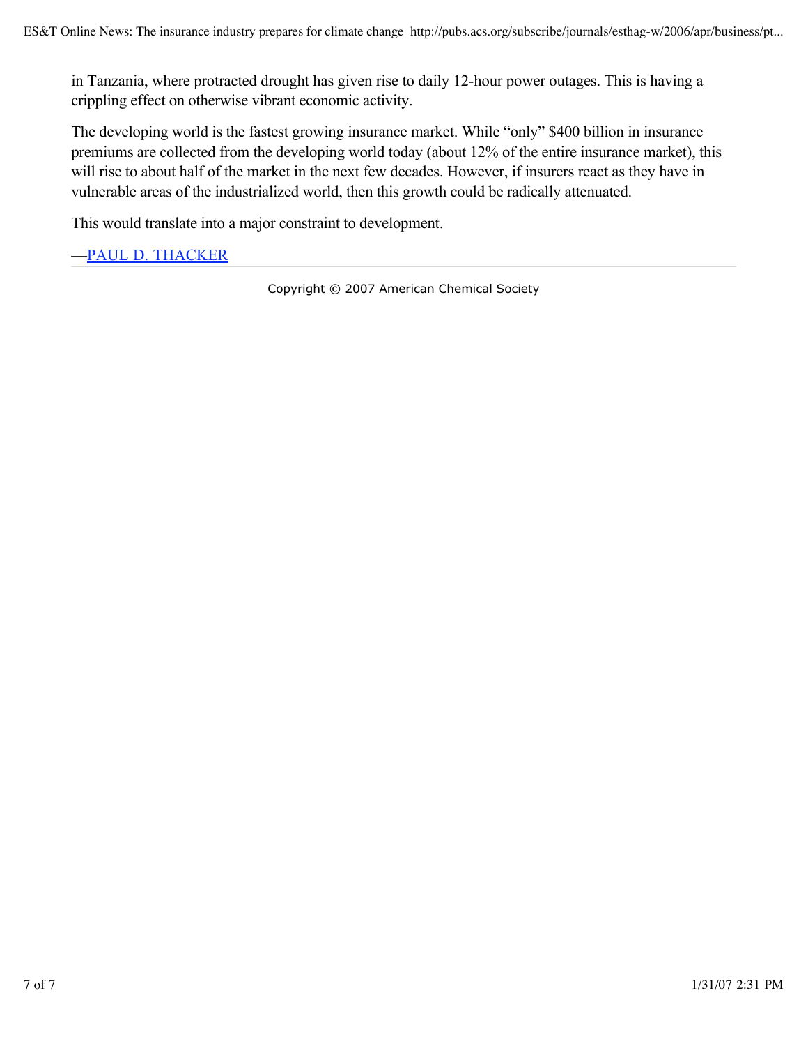in Tanzania, where protracted drought has given rise to daily 12-hour power outages. This is having a crippling effect on otherwise vibrant economic activity.

The developing world is the fastest growing insurance market. While "only" $400 billion in insurance premiums are collected from the developing world today (about 12% of the entire insurance market), this will rise to about half of the market in the next few decades. However, if insurers react as they have in vulnerable areas of the industrialized world, then this growth could be radically attenuated.

This would translate into a major constraint to development.

—PAUL D. THACKER

Copyright © 2007 American Chemical Society